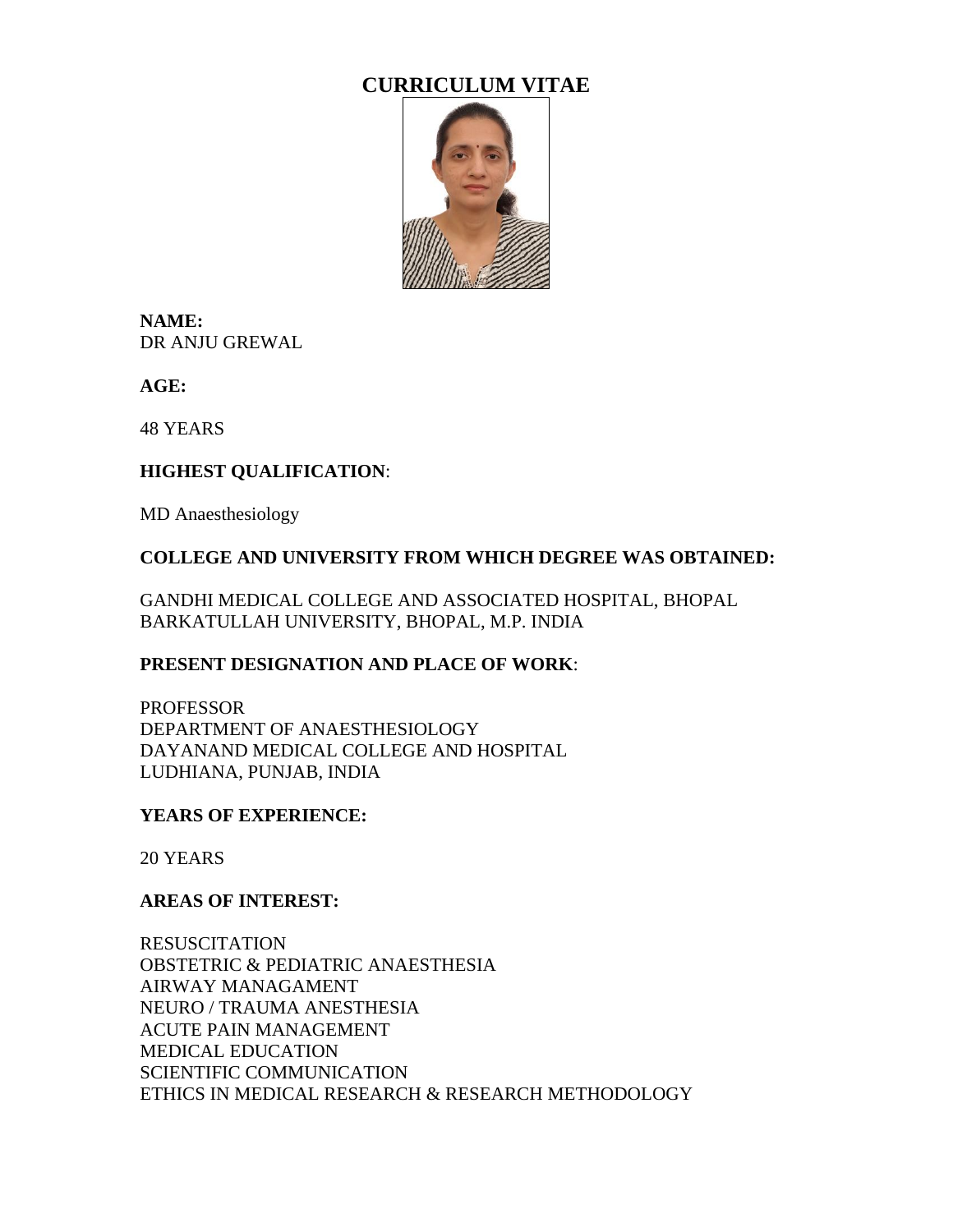# CURRICULUM VITAE

**NAME:**
DR ANJU GREWAL

**AGE:**

48 YEARS

**HIGHEST QUALIFICATION**:

MD Anaesthesiology

**COLLEGE AND UNIVERSITY FROM WHICH DEGREE WAS OBTAINED:**

GANDHI MEDICAL COLLEGE AND ASSOCIATED HOSPITAL, BHOPAL
BARKATULLAH UNIVERSITY, BHOPAL, M.P. INDIA

**PRESENT DESIGNATION AND PLACE OF WORK**:

PROFESSOR
DEPARTMENT OF ANAESTHESIOLOGY
DAYANAND MEDICAL COLLEGE AND HOSPITAL
LUDHIANA, PUNJAB, INDIA

**YEARS OF EXPERIENCE:**

20 YEARS

**AREAS OF INTEREST:**

RESUSCITATION
OBSTETRIC & PEDIATRIC ANAESTHESIA
AIRWAY MANAGAMENT
NEURO / TRAUMA ANESTHESIA
ACUTE PAIN MANAGEMENT
MEDICAL EDUCATION
SCIENTIFIC COMMUNICATION
ETHICS IN MEDICAL RESEARCH & RESEARCH METHODOLOGY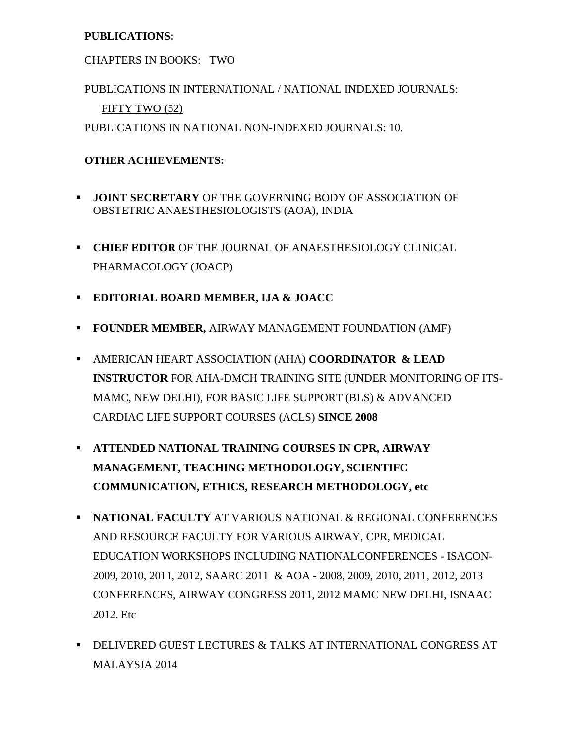**PUBLICATIONS:**

CHAPTERS IN BOOKS: TWO

PUBLICATIONS IN INTERNATIONAL / NATIONAL INDEXED JOURNALS: FIFTY TWO (52)

PUBLICATIONS IN NATIONAL NON-INDEXED JOURNALS: 10.

**OTHER ACHIEVEMENTS:**

- **JOINT SECRETARY** OF THE GOVERNING BODY OF ASSOCIATION OF OBSTETRIC ANAESTHESIOLOGISTS (AOA), INDIA
- **CHIEF EDITOR** OF THE JOURNAL OF ANAESTHESIOLOGY CLINICAL PHARMACOLOGY (JOACP)
- **EDITORIAL BOARD MEMBER, IJA & JOACC**
- **FOUNDER MEMBER,** AIRWAY MANAGEMENT FOUNDATION (AMF)
- AMERICAN HEART ASSOCIATION (AHA) **COORDINATOR & LEAD INSTRUCTOR** FOR AHA-DMCH TRAINING SITE (UNDER MONITORING OF ITS-MAMC, NEW DELHI), FOR BASIC LIFE SUPPORT (BLS) & ADVANCED CARDIAC LIFE SUPPORT COURSES (ACLS) **SINCE 2008**
- **ATTENDED NATIONAL TRAINING COURSES IN CPR, AIRWAY MANAGEMENT, TEACHING METHODOLOGY, SCIENTIFC COMMUNICATION, ETHICS, RESEARCH METHODOLOGY, etc**
- **NATIONAL FACULTY** AT VARIOUS NATIONAL & REGIONAL CONFERENCES AND RESOURCE FACULTY FOR VARIOUS AIRWAY, CPR, MEDICAL EDUCATION WORKSHOPS INCLUDING NATIONALCONFERENCES - ISACON-2009, 2010, 2011, 2012, SAARC 2011 & AOA - 2008, 2009, 2010, 2011, 2012, 2013 CONFERENCES, AIRWAY CONGRESS 2011, 2012 MAMC NEW DELHI, ISNAAC 2012. Etc
- DELIVERED GUEST LECTURES & TALKS AT INTERNATIONAL CONGRESS AT MALAYSIA 2014